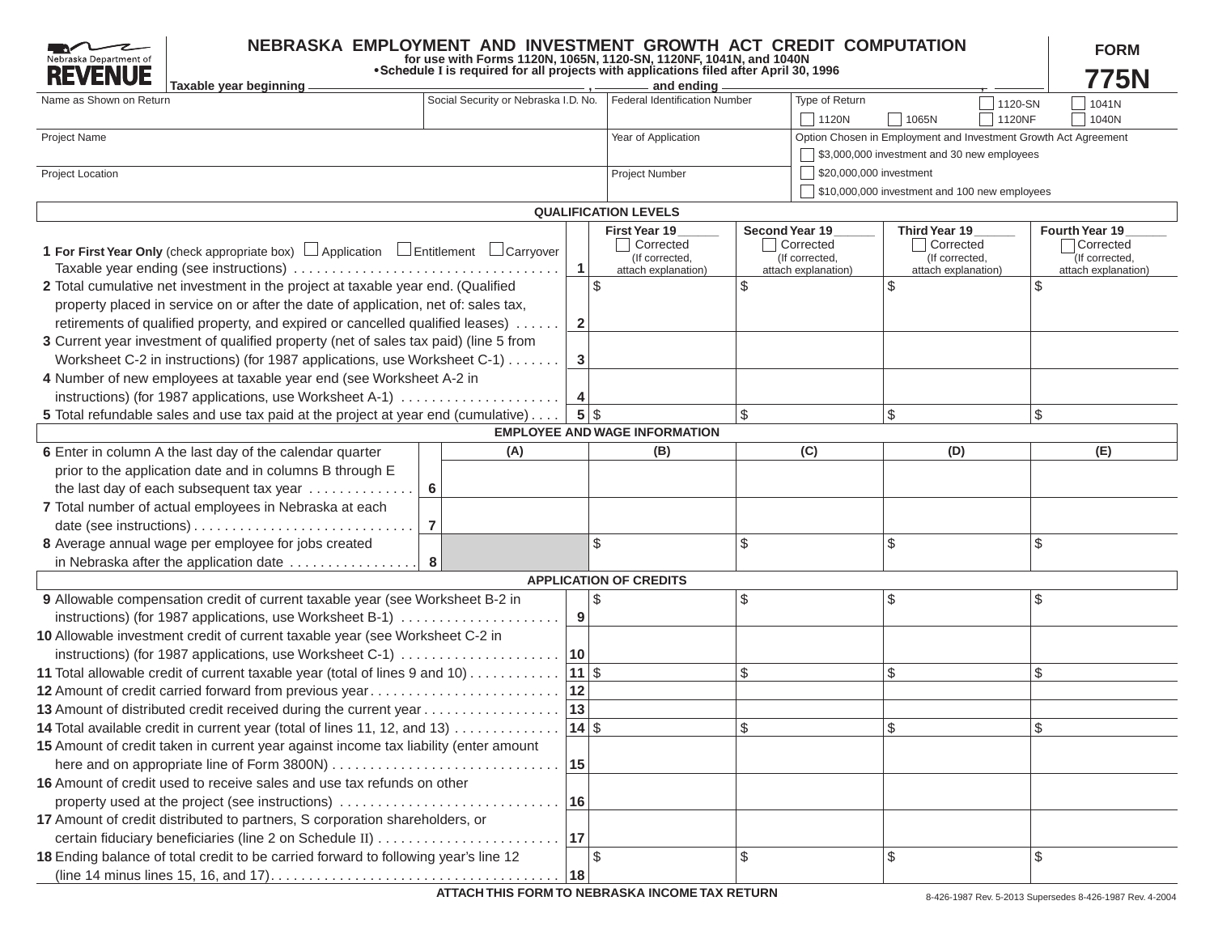Nebraska Department of **REVENUE**

# NEBRASKA EMPLOYMENT AND INVESTMENT GROWTH ACT CREDIT COMPUTATION

**for use with Forms 1120N, 1065N, 1120-SN, 1120NF, 1041N, and 1040N**

**• Schedule I is required for all projects with applications filed after April 30, 1996**

**FORM 775N**

**Taxable year beginning** \_\_\_\_\_\_\_\_\_\_\_\_\_\_\_\_, \_\_\_\_\_\_ **and ending** \_\_\_\_\_\_\_\_\_\_\_\_\_\_\_\_, \_\_\_\_\_\_

| Name as Shown on Return | Social Security or Nebraska I.D. No. | Federal Identification Number | Type of Return: ☐ 1120N ☐ 1065N ☐ 1120-SN ☐ 1120NF ☐ 1041N ☐ 1040N |
|---|---|---|---|
| Project Name | | Year of Application | Option Chosen in Employment and Investment Growth Act Agreement: ☐ $3,000,000 investment and 30 new employees ☐ $20,000,000 investment ☐ $10,000,000 investment and 100 new employees |
| Project Location | | Project Number | |

## QUALIFICATION LEVELS

| | Line | First Year 19\_\_\_\_ ☐ Corrected (If corrected, attach explanation) | Second Year 19\_\_\_\_ ☐ Corrected (If corrected, attach explanation) | Third Year 19\_\_\_\_ ☐ Corrected (If corrected, attach explanation) | Fourth Year 19\_\_\_\_ ☐ Corrected (If corrected, attach explanation) |
|---|---|---|---|---|---|
| **1 For First Year Only** (check appropriate box) ☐ Application ☐ Entitlement ☐ Carryover Taxable year ending (see instructions) | 1 | | | | |
| **2** Total cumulative net investment in the project at taxable year end. (Qualified property placed in service on or after the date of application, net of: sales tax, retirements of qualified property, and expired or cancelled qualified leases) | 2 | $ | $ | $ | $ |
| **3** Current year investment of qualified property (net of sales tax paid) (line 5 from Worksheet C-2 in instructions) (for 1987 applications, use Worksheet C-1) | 3 | | | | |
| **4** Number of new employees at taxable year end (see Worksheet A-2 in instructions) (for 1987 applications, use Worksheet A-1) | 4 | | | | |
| **5** Total refundable sales and use tax paid at the project at year end (cumulative) | 5 | $ | $ | $ | $ |

## EMPLOYEE AND WAGE INFORMATION

| | Line | (A) | (B) | (C) | (D) | (E) |
|---|---|---|---|---|---|---|
| **6** Enter in column A the last day of the calendar quarter prior to the application date and in columns B through E the last day of each subsequent tax year | 6 | | | | | |
| **7** Total number of actual employees in Nebraska at each date (see instructions) | 7 | | | | | |
| **8** Average annual wage per employee for jobs created in Nebraska after the application date | 8 | | $ | $ | $ | $ |

## APPLICATION OF CREDITS

| | Line | First Year | Second Year | Third Year | Fourth Year |
|---|---|---|---|---|---|
| **9** Allowable compensation credit of current taxable year (see Worksheet B-2 in instructions) (for 1987 applications, use Worksheet B-1) | 9 | $ | $ | $ | $ |
| **10** Allowable investment credit of current taxable year (see Worksheet C-2 in instructions) (for 1987 applications, use Worksheet C-1) | 10 | | | | |
| **11** Total allowable credit of current taxable year (total of lines 9 and 10) | 11 | $ | $ | $ | $ |
| **12** Amount of credit carried forward from previous year | 12 | | | | |
| **13** Amount of distributed credit received during the current year | 13 | | | | |
| **14** Total available credit in current year (total of lines 11, 12, and 13) | 14 | $ | $ | $ | $ |
| **15** Amount of credit taken in current year against income tax liability (enter amount here and on appropriate line of Form 3800N) | 15 | | | | |
| **16** Amount of credit used to receive sales and use tax refunds on other property used at the project (see instructions) | 16 | | | | |
| **17** Amount of credit distributed to partners, S corporation shareholders, or certain fiduciary beneficiaries (line 2 on Schedule II) | 17 | | | | |
| **18** Ending balance of total credit to be carried forward to following year's line 12 (line 14 minus lines 15, 16, and 17) | 18 | $ | $ | $ | $ |

**ATTACH THIS FORM TO NEBRASKA INCOME TAX RETURN**

8-426-1987 Rev. 5-2013 Supersedes 8-426-1987 Rev. 4-2004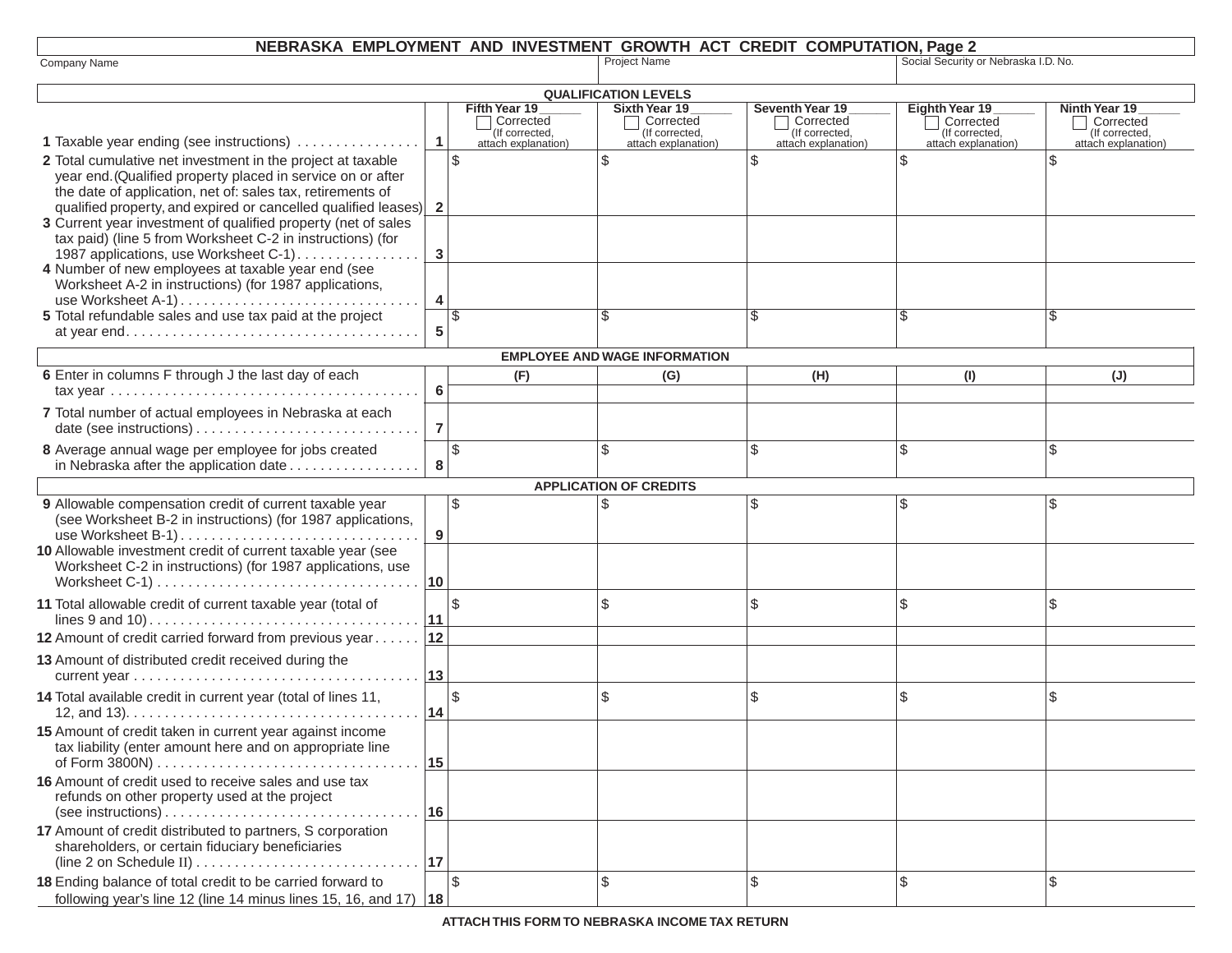# NEBRASKA EMPLOYMENT AND INVESTMENT GROWTH ACT CREDIT COMPUTATION, Page 2

| Company Name | Project Name | Social Security or Nebraska I.D. No. |
|---|---|---|
| | | |

**QUALIFICATION LEVELS**

| | | Fifth Year 19\_\_\_\_\_\_ ☐ Corrected (If corrected, attach explanation) | Sixth Year 19\_\_\_\_\_\_ ☐ Corrected (If corrected, attach explanation) | Seventh Year 19\_\_\_\_\_\_ ☐ Corrected (If corrected, attach explanation) | Eighth Year 19\_\_\_\_\_\_ ☐ Corrected (If corrected, attach explanation) | Ninth Year 19\_\_\_\_\_\_ ☐ Corrected (If corrected, attach explanation) |
|---|---|---|---|---|---|---|
| **1** Taxable year ending (see instructions) . . . . . . . . . . . . . . . . | **1** | | | | | |
| **2** Total cumulative net investment in the project at taxable year end. (Qualified property placed in service on or after the date of application, net of: sales tax, retirements of qualified property, and expired or cancelled qualified leases) | **2** | $ | $ | $ | $ | $ |
| **3** Current year investment of qualified property (net of sales tax paid) (line 5 from Worksheet C-2 in instructions) (for 1987 applications, use Worksheet C-1) . . . . . . . . . . . . . . . . | **3** | | | | | |
| **4** Number of new employees at taxable year end (see Worksheet A-2 in instructions) (for 1987 applications, use Worksheet A-1) . . . . . . . . . . . . . . . . . . . . . . . . . . . . . . . | **4** | | | | | |
| **5** Total refundable sales and use tax paid at the project at year end . . . . . . . . . . . . . . . . . . . . . . . . . . . . . . . . . . . . . . | **5** | $ | $ | $ | $ | $ |

**EMPLOYEE AND WAGE INFORMATION**

| | | (F) | (G) | (H) | (I) | (J) |
|---|---|---|---|---|---|---|
| **6** Enter in columns F through J the last day of each tax year . . . . . . . . . . . . . . . . . . . . . . . . . . . . . . . . . . . . . . . . | **6** | | | | | |
| **7** Total number of actual employees in Nebraska at each date (see instructions) . . . . . . . . . . . . . . . . . . . . . . . . . . . . | **7** | | | | | |
| **8** Average annual wage per employee for jobs created in Nebraska after the application date . . . . . . . . . . . . . . . . . | **8** | $ | $ | $ | $ | $ |

**APPLICATION OF CREDITS**

| | | | | | | |
|---|---|---|---|---|---|---|
| **9** Allowable compensation credit of current taxable year (see Worksheet B-2 in instructions) (for 1987 applications, use Worksheet B-1) . . . . . . . . . . . . . . . . . . . . . . . . . . . . . . . | **9** | $ | $ | $ | $ | $ |
| **10** Allowable investment credit of current taxable year (see Worksheet C-2 in instructions) (for 1987 applications, use Worksheet C-1) . . . . . . . . . . . . . . . . . . . . . . . . . . . . . . . . . . | **10** | | | | | |
| **11** Total allowable credit of current taxable year (total of lines 9 and 10) . . . . . . . . . . . . . . . . . . . . . . . . . . . . . . . . . . . | **11** | $ | $ | $ | $ | $ |
| **12** Amount of credit carried forward from previous year . . . . . . | **12** | | | | | |
| **13** Amount of distributed credit received during the current year . . . . . . . . . . . . . . . . . . . . . . . . . . . . . . . . . . . . . | **13** | | | | | |
| **14** Total available credit in current year (total of lines 11, 12, and 13) . . . . . . . . . . . . . . . . . . . . . . . . . . . . . . . . . . . . . . | **14** | $ | $ | $ | $ | $ |
| **15** Amount of credit taken in current year against income tax liability (enter amount here and on appropriate line of Form 3800N) . . . . . . . . . . . . . . . . . . . . . . . . . . . . . . . . . . | **15** | | | | | |
| **16** Amount of credit used to receive sales and use tax refunds on other property used at the project (see instructions) . . . . . . . . . . . . . . . . . . . . . . . . . . . . . . . . . | **16** | | | | | |
| **17** Amount of credit distributed to partners, S corporation shareholders, or certain fiduciary beneficiaries (line 2 on Schedule II) . . . . . . . . . . . . . . . . . . . . . . . . . . . . | **17** | | | | | |
| **18** Ending balance of total credit to be carried forward to following year's line 12 (line 14 minus lines 15, 16, and 17) | **18** | $ | $ | $ | $ | $ |

**ATTACH THIS FORM TO NEBRASKA INCOME TAX RETURN**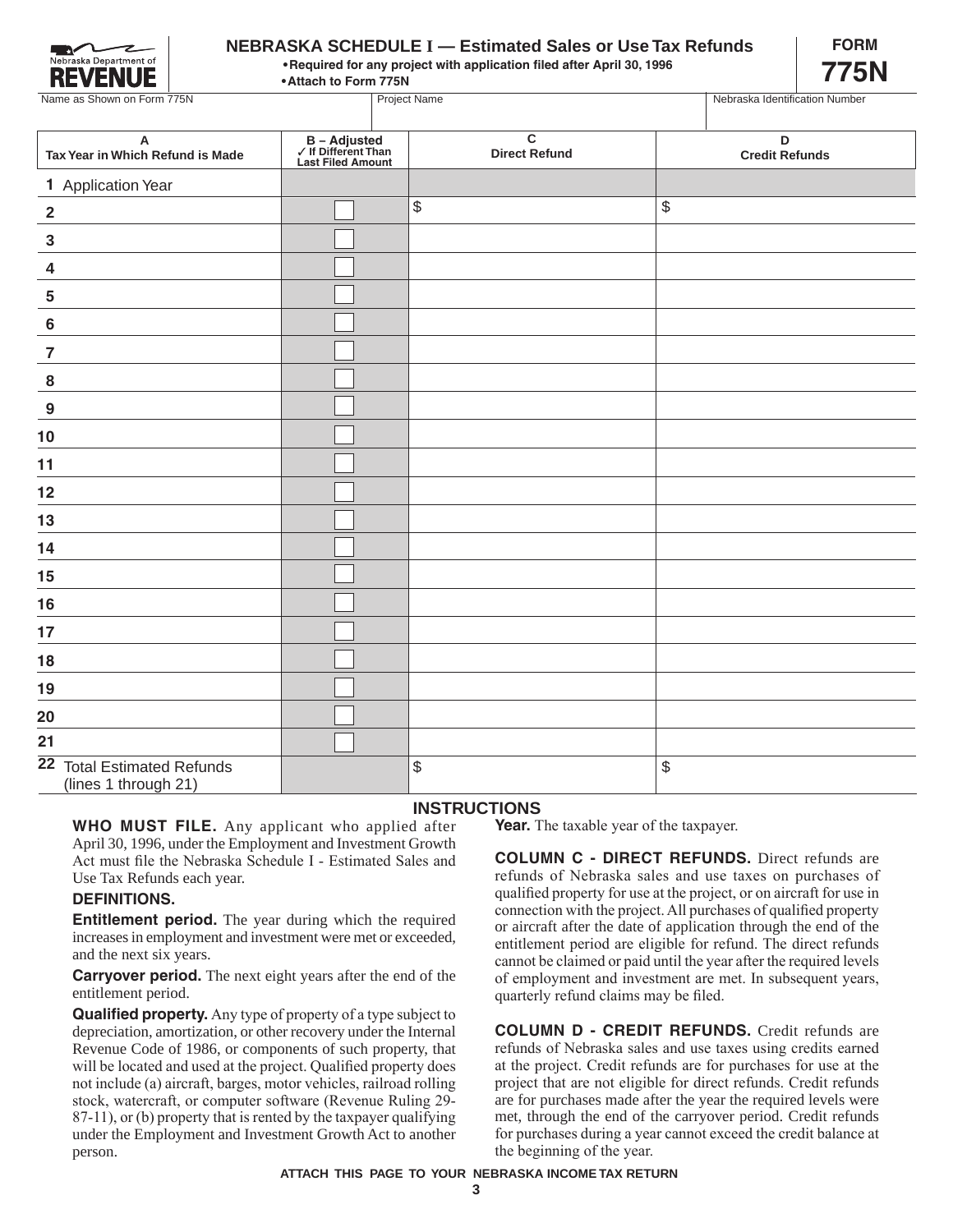Nebraska Department of REVENUE

# NEBRASKA SCHEDULE I — Estimated Sales or Use Tax Refunds

- Required for any project with application filed after April 30, 1996
- Attach to Form 775N

**FORM 775N**

| Name as Shown on Form 775N | Project Name | Nebraska Identification Number |
|---|---|---|
| | | |

| A<br>Tax Year in Which Refund is Made | B – Adjusted<br>✓ If Different Than Last Filed Amount | C<br>Direct Refund | D<br>Credit Refunds |
|---|---|---|---|
| 1 Application Year | | | |
| 2 | ☐ | $ | $ |
| 3 | ☐ | | |
| 4 | ☐ | | |
| 5 | ☐ | | |
| 6 | ☐ | | |
| 7 | ☐ | | |
| 8 | ☐ | | |
| 9 | ☐ | | |
| 10 | ☐ | | |
| 11 | ☐ | | |
| 12 | ☐ | | |
| 13 | ☐ | | |
| 14 | ☐ | | |
| 15 | ☐ | | |
| 16 | ☐ | | |
| 17 | ☐ | | |
| 18 | ☐ | | |
| 19 | ☐ | | |
| 20 | ☐ | | |
| 21 | ☐ | | |
| 22 Total Estimated Refunds (lines 1 through 21) | | $ | $ |

## INSTRUCTIONS

**WHO MUST FILE.** Any applicant who applied after April 30, 1996, under the Employment and Investment Growth Act must file the Nebraska Schedule I - Estimated Sales and Use Tax Refunds each year.

**DEFINITIONS.**

**Entitlement period.** The year during which the required increases in employment and investment were met or exceeded, and the next six years.

**Carryover period.** The next eight years after the end of the entitlement period.

**Qualified property.** Any type of property of a type subject to depreciation, amortization, or other recovery under the Internal Revenue Code of 1986, or components of such property, that will be located and used at the project. Qualified property does not include (a) aircraft, barges, motor vehicles, railroad rolling stock, watercraft, or computer software (Revenue Ruling 29-87-11), or (b) property that is rented by the taxpayer qualifying under the Employment and Investment Growth Act to another person.

**Year.** The taxable year of the taxpayer.

**COLUMN C - DIRECT REFUNDS.** Direct refunds are refunds of Nebraska sales and use taxes on purchases of qualified property for use at the project, or on aircraft for use in connection with the project. All purchases of qualified property or aircraft after the date of application through the end of the entitlement period are eligible for refund. The direct refunds cannot be claimed or paid until the year after the required levels of employment and investment are met. In subsequent years, quarterly refund claims may be filed.

**COLUMN D - CREDIT REFUNDS.** Credit refunds are refunds of Nebraska sales and use taxes using credits earned at the project. Credit refunds are for purchases for use at the project that are not eligible for direct refunds. Credit refunds are for purchases made after the year the required levels were met, through the end of the carryover period. Credit refunds for purchases during a year cannot exceed the credit balance at the beginning of the year.

**ATTACH THIS PAGE TO YOUR NEBRASKA INCOME TAX RETURN**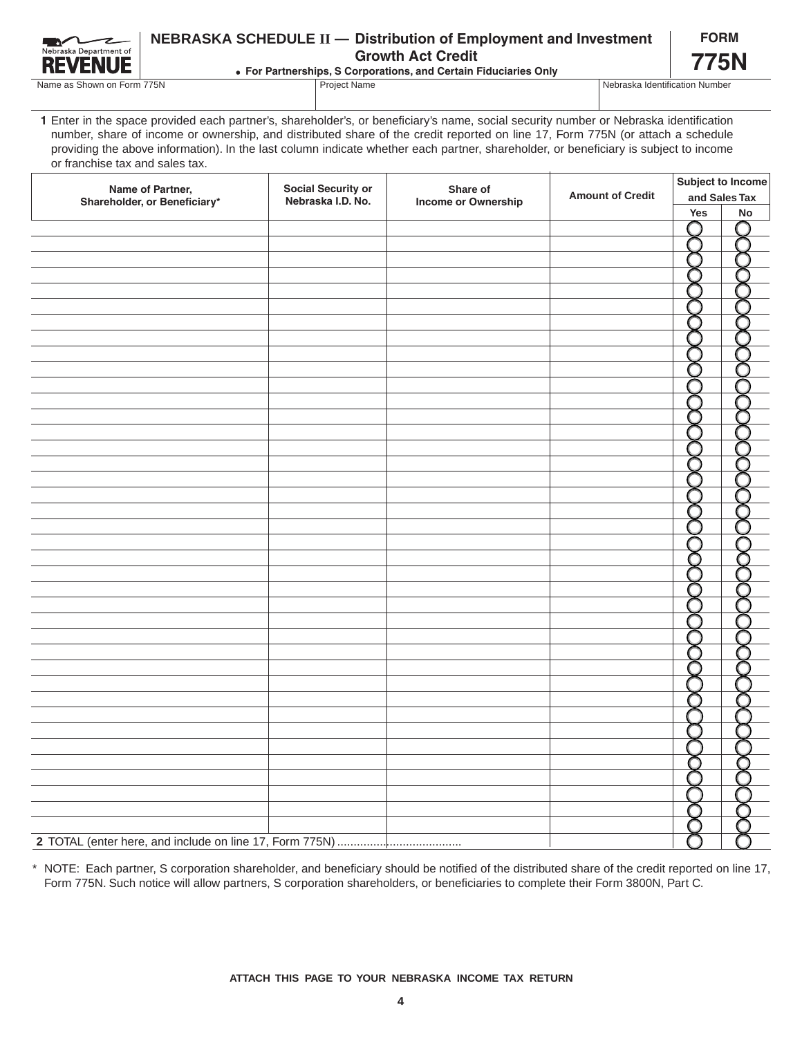Nebraska Department of REVENUE

# NEBRASKA SCHEDULE II — Distribution of Employment and Investment Growth Act Credit

• For Partnerships, S Corporations, and Certain Fiduciaries Only

**FORM 775N**

| Name as Shown on Form 775N | Project Name | Nebraska Identification Number |
|---|---|---|
| | | |

**1** Enter in the space provided each partner's, shareholder's, or beneficiary's name, social security number or Nebraska identification number, share of income or ownership, and distributed share of the credit reported on line 17, Form 775N (or attach a schedule providing the above information). In the last column indicate whether each partner, shareholder, or beneficiary is subject to income or franchise tax and sales tax.

| Name of Partner, Shareholder, or Beneficiary* | Social Security or Nebraska I.D. No. | Share of Income or Ownership | Amount of Credit | Subject to Income and Sales Tax | |
|---|---|---|---|---|---|
| | | | | Yes | No |
| | | | | ◯ | ◯ |
| | | | | ◯ | ◯ |
| | | | | ◯ | ◯ |
| | | | | ◯ | ◯ |
| | | | | ◯ | ◯ |
| | | | | ◯ | ◯ |
| | | | | ◯ | ◯ |
| | | | | ◯ | ◯ |
| | | | | ◯ | ◯ |
| | | | | ◯ | ◯ |
| | | | | ◯ | ◯ |
| | | | | ◯ | ◯ |
| | | | | ◯ | ◯ |
| | | | | ◯ | ◯ |
| | | | | ◯ | ◯ |
| | | | | ◯ | ◯ |
| | | | | ◯ | ◯ |
| | | | | ◯ | ◯ |
| | | | | ◯ | ◯ |
| | | | | ◯ | ◯ |
| | | | | ◯ | ◯ |
| | | | | ◯ | ◯ |
| | | | | ◯ | ◯ |
| | | | | ◯ | ◯ |
| | | | | ◯ | ◯ |
| | | | | ◯ | ◯ |
| | | | | ◯ | ◯ |
| | | | | ◯ | ◯ |
| | | | | ◯ | ◯ |
| | | | | ◯ | ◯ |
| | | | | ◯ | ◯ |
| | | | | ◯ | ◯ |
| | | | | ◯ | ◯ |
| | | | | ◯ | ◯ |
| | | | | ◯ | ◯ |
| | | | | ◯ | ◯ |
| | | | | ◯ | ◯ |
| | | | | ◯ | ◯ |
| | | | | ◯ | ◯ |
| **2** TOTAL (enter here, and include on line 17, Form 775N) .................................... | | | | ◯ | ◯ |

\* NOTE: Each partner, S corporation shareholder, and beneficiary should be notified of the distributed share of the credit reported on line 17, Form 775N. Such notice will allow partners, S corporation shareholders, or beneficiaries to complete their Form 3800N, Part C.

**ATTACH THIS PAGE TO YOUR NEBRASKA INCOME TAX RETURN**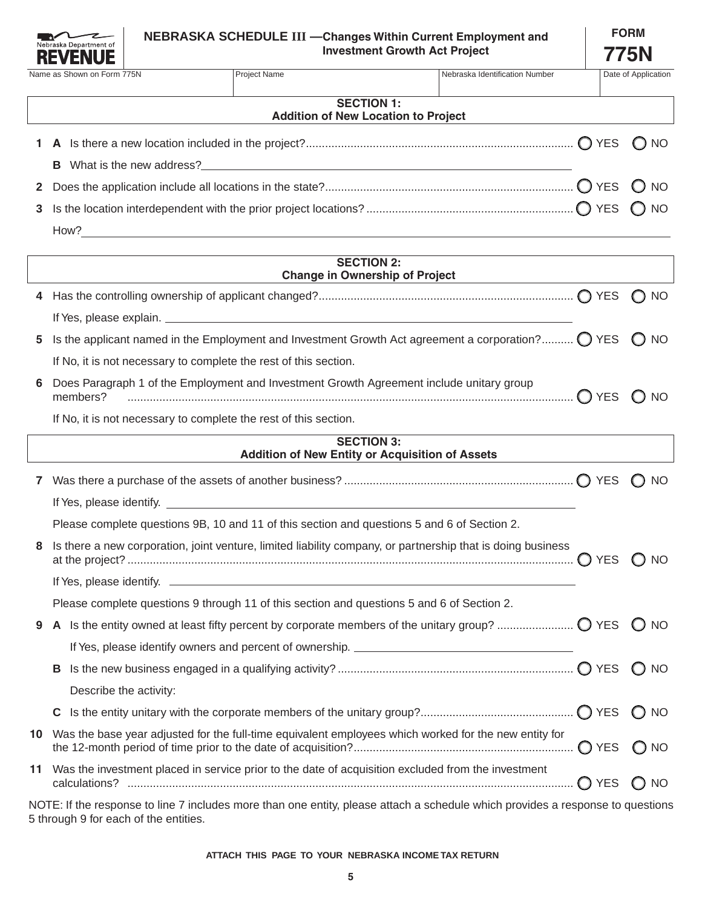Nebraska Department of REVENUE

# NEBRASKA SCHEDULE III — Changes Within Current Employment and Investment Growth Act Project

**FORM 775N**

| Name as Shown on Form 775N | Project Name | Nebraska Identification Number | Date of Application |
|---|---|---|---|
| | | | |

## SECTION 1: Addition of New Location to Project

**1 A** Is there a new location included in the project? ○ YES ○ NO

**B** What is the new address? ______________________

**2** Does the application include all locations in the state? ○ YES ○ NO

**3** Is the location interdependent with the prior project locations? ○ YES ○ NO

How? ______________________

## SECTION 2: Change in Ownership of Project

**4** Has the controlling ownership of applicant changed? ○ YES ○ NO

If Yes, please explain. ______________________

**5** Is the applicant named in the Employment and Investment Growth Act agreement a corporation? ○ YES ○ NO

If No, it is not necessary to complete the rest of this section.

**6** Does Paragraph 1 of the Employment and Investment Growth Agreement include unitary group members? ○ YES ○ NO

If No, it is not necessary to complete the rest of this section.

## SECTION 3: Addition of New Entity or Acquisition of Assets

**7** Was there a purchase of the assets of another business? ○ YES ○ NO

If Yes, please identify. ______________________

Please complete questions 9B, 10 and 11 of this section and questions 5 and 6 of Section 2.

**8** Is there a new corporation, joint venture, limited liability company, or partnership that is doing business at the project? ○ YES ○ NO

If Yes, please identify. ______________________

Please complete questions 9 through 11 of this section and questions 5 and 6 of Section 2.

**9 A** Is the entity owned at least fifty percent by corporate members of the unitary group? ○ YES ○ NO

If Yes, please identify owners and percent of ownership. ______________________

**B** Is the new business engaged in a qualifying activity? ○ YES ○ NO

Describe the activity:

**C** Is the entity unitary with the corporate members of the unitary group? ○ YES ○ NO

**10** Was the base year adjusted for the full-time equivalent employees which worked for the new entity for the 12-month period of time prior to the date of acquisition? ○ YES ○ NO

**11** Was the investment placed in service prior to the date of acquisition excluded from the investment calculations? ○ YES ○ NO

NOTE: If the response to line 7 includes more than one entity, please attach a schedule which provides a response to questions 5 through 9 for each of the entities.

**ATTACH THIS PAGE TO YOUR NEBRASKA INCOME TAX RETURN**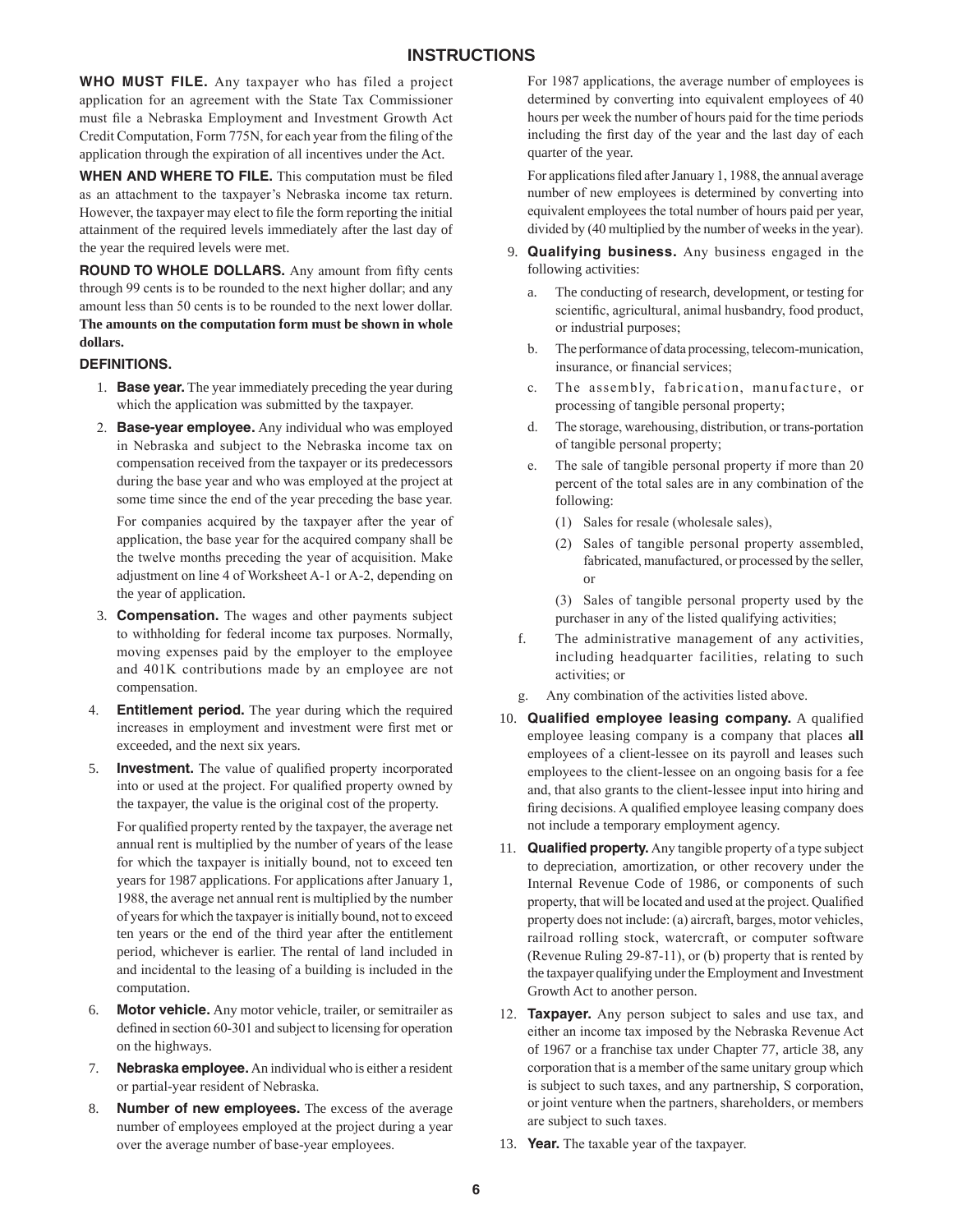# INSTRUCTIONS

**WHO MUST FILE.** Any taxpayer who has filed a project application for an agreement with the State Tax Commissioner must file a Nebraska Employment and Investment Growth Act Credit Computation, Form 775N, for each year from the filing of the application through the expiration of all incentives under the Act.

**WHEN AND WHERE TO FILE.** This computation must be filed as an attachment to the taxpayer's Nebraska income tax return. However, the taxpayer may elect to file the form reporting the initial attainment of the required levels immediately after the last day of the year the required levels were met.

**ROUND TO WHOLE DOLLARS.** Any amount from fifty cents through 99 cents is to be rounded to the next higher dollar; and any amount less than 50 cents is to be rounded to the next lower dollar. **The amounts on the computation form must be shown in whole dollars.**

**DEFINITIONS.**

1. **Base year.** The year immediately preceding the year during which the application was submitted by the taxpayer.
2. **Base-year employee.** Any individual who was employed in Nebraska and subject to the Nebraska income tax on compensation received from the taxpayer or its predecessors during the base year and who was employed at the project at some time since the end of the year preceding the base year.

   For companies acquired by the taxpayer after the year of application, the base year for the acquired company shall be the twelve months preceding the year of acquisition. Make adjustment on line 4 of Worksheet A-1 or A-2, depending on the year of application.
3. **Compensation.** The wages and other payments subject to withholding for federal income tax purposes. Normally, moving expenses paid by the employer to the employee and 401K contributions made by an employee are not compensation.
4. **Entitlement period.** The year during which the required increases in employment and investment were first met or exceeded, and the next six years.
5. **Investment.** The value of qualified property incorporated into or used at the project. For qualified property owned by the taxpayer, the value is the original cost of the property.

   For qualified property rented by the taxpayer, the average net annual rent is multiplied by the number of years of the lease for which the taxpayer is initially bound, not to exceed ten years for 1987 applications. For applications after January 1, 1988, the average net annual rent is multiplied by the number of years for which the taxpayer is initially bound, not to exceed ten years or the end of the third year after the entitlement period, whichever is earlier. The rental of land included in and incidental to the leasing of a building is included in the computation.
6. **Motor vehicle.** Any motor vehicle, trailer, or semitrailer as defined in section 60-301 and subject to licensing for operation on the highways.
7. **Nebraska employee.** An individual who is either a resident or partial-year resident of Nebraska.
8. **Number of new employees.** The excess of the average number of employees employed at the project during a year over the average number of base-year employees.

   For 1987 applications, the average number of employees is determined by converting into equivalent employees of 40 hours per week the number of hours paid for the time periods including the first day of the year and the last day of each quarter of the year.

   For applications filed after January 1, 1988, the annual average number of new employees is determined by converting into equivalent employees the total number of hours paid per year, divided by (40 multiplied by the number of weeks in the year).
9. **Qualifying business.** Any business engaged in the following activities:
   a. The conducting of research, development, or testing for scientific, agricultural, animal husbandry, food product, or industrial purposes;
   b. The performance of data processing, telecom-munication, insurance, or financial services;
   c. The assembly, fabrication, manufacture, or processing of tangible personal property;
   d. The storage, warehousing, distribution, or trans-portation of tangible personal property;
   e. The sale of tangible personal property if more than 20 percent of the total sales are in any combination of the following:
      (1) Sales for resale (wholesale sales),
      (2) Sales of tangible personal property assembled, fabricated, manufactured, or processed by the seller, or
      (3) Sales of tangible personal property used by the purchaser in any of the listed qualifying activities;
   f. The administrative management of any activities, including headquarter facilities, relating to such activities; or
   g. Any combination of the activities listed above.
10. **Qualified employee leasing company.** A qualified employee leasing company is a company that places **all** employees of a client-lessee on its payroll and leases such employees to the client-lessee on an ongoing basis for a fee and, that also grants to the client-lessee input into hiring and firing decisions. A qualified employee leasing company does not include a temporary employment agency.
11. **Qualified property.** Any tangible property of a type subject to depreciation, amortization, or other recovery under the Internal Revenue Code of 1986, or components of such property, that will be located and used at the project. Qualified property does not include: (a) aircraft, barges, motor vehicles, railroad rolling stock, watercraft, or computer software (Revenue Ruling 29-87-11), or (b) property that is rented by the taxpayer qualifying under the Employment and Investment Growth Act to another person.
12. **Taxpayer.** Any person subject to sales and use tax, and either an income tax imposed by the Nebraska Revenue Act of 1967 or a franchise tax under Chapter 77, article 38, any corporation that is a member of the same unitary group which is subject to such taxes, and any partnership, S corporation, or joint venture when the partners, shareholders, or members are subject to such taxes.
13. **Year.** The taxable year of the taxpayer.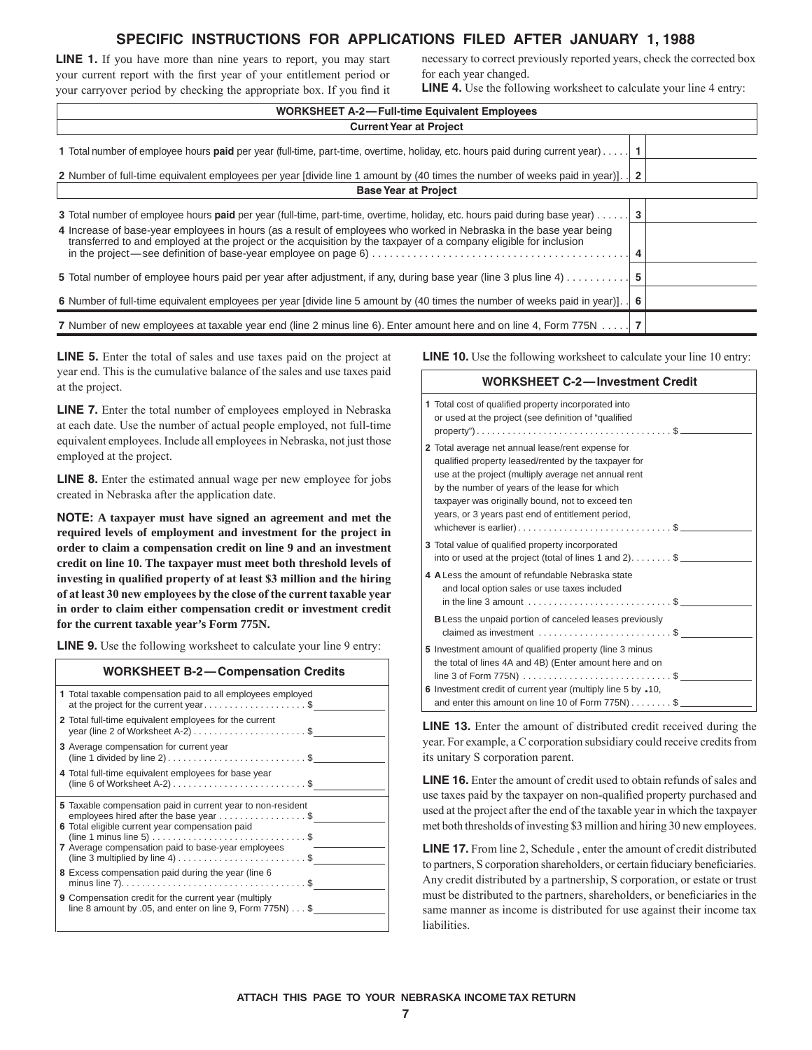# SPECIFIC INSTRUCTIONS FOR APPLICATIONS FILED AFTER JANUARY 1, 1988

**LINE 1.** If you have more than nine years to report, you may start your current report with the first year of your entitlement period or your carryover period by checking the appropriate box. If you find it necessary to correct previously reported years, check the corrected box for each year changed.

**LINE 4.** Use the following worksheet to calculate your line 4 entry:

| **WORKSHEET A-2—Full-time Equivalent Employees** | | |
|---|---|---|
| **Current Year at Project** | | |
| 1 Total number of employee hours **paid** per year (full-time, part-time, overtime, holiday, etc. hours paid during current year) | 1 | |
| 2 Number of full-time equivalent employees per year [divide line 1 amount by (40 times the number of weeks paid in year)] | 2 | |
| **Base Year at Project** | | |
| 3 Total number of employee hours **paid** per year (full-time, part-time, overtime, holiday, etc. hours paid during base year) | 3 | |
| 4 Increase of base-year employees in hours (as a result of employees who worked in Nebraska in the base year being transferred to and employed at the project or the acquisition by the taxpayer of a company eligible for inclusion in the project—see definition of base-year employee on page 6) | 4 | |
| 5 Total number of employee hours paid per year after adjustment, if any, during base year (line 3 plus line 4) | 5 | |
| 6 Number of full-time equivalent employees per year [divide line 5 amount by (40 times the number of weeks paid in year)] | 6 | |
| 7 Number of new employees at taxable year end (line 2 minus line 6). Enter amount here and on line 4, Form 775N | 7 | |

**LINE 5.** Enter the total of sales and use taxes paid on the project at year end. This is the cumulative balance of the sales and use taxes paid at the project.

**LINE 7.** Enter the total number of employees employed in Nebraska at each date. Use the number of actual people employed, not full-time equivalent employees. Include all employees in Nebraska, not just those employed at the project.

**LINE 8.** Enter the estimated annual wage per new employee for jobs created in Nebraska after the application date.

**NOTE: A taxpayer must have signed an agreement and met the required levels of employment and investment for the project in order to claim a compensation credit on line 9 and an investment credit on line 10. The taxpayer must meet both threshold levels of investing in qualified property of at least $3 million and the hiring of at least 30 new employees by the close of the current taxable year in order to claim either compensation credit or investment credit for the current taxable year's Form 775N.**

**LINE 9.** Use the following worksheet to calculate your line 9 entry:

| **WORKSHEET B-2—Compensation Credits** | |
|---|---|
| 1 Total taxable compensation paid to all employees employed at the project for the current year | $ |
| 2 Total full-time equivalent employees for the current year (line 2 of Worksheet A-2) | $ |
| 3 Average compensation for current year (line 1 divided by line 2) | $ |
| 4 Total full-time equivalent employees for base year (line 6 of Worksheet A-2) | $ |
| 5 Taxable compensation paid in current year to non-resident employees hired after the base year | $ |
| 6 Total eligible current year compensation paid (line 1 minus line 5) | $ |
| 7 Average compensation paid to base-year employees (line 3 multiplied by line 4) | $ |
| 8 Excess compensation paid during the year (line 6 minus line 7) | $ |
| 9 Compensation credit for the current year (multiply line 8 amount by .05, and enter on line 9, Form 775N) | $ |

**LINE 10.** Use the following worksheet to calculate your line 10 entry:

| **WORKSHEET C-2—Investment Credit** | |
|---|---|
| 1 Total cost of qualified property incorporated into or used at the project (see definition of "qualified property") | $ |
| 2 Total average net annual lease/rent expense for qualified property leased/rented by the taxpayer for use at the project (multiply average net annual rent by the number of years of the lease for which taxpayer was originally bound, not to exceed ten years, or 3 years past end of entitlement period, whichever is earlier) | $ |
| 3 Total value of qualified property incorporated into or used at the project (total of lines 1 and 2) | $ |
| 4 **A** Less the amount of refundable Nebraska state and local option sales or use taxes included in the line 3 amount | $ |
| **B** Less the unpaid portion of canceled leases previously claimed as investment | $ |
| 5 Investment amount of qualified property (line 3 minus the total of lines 4A and 4B) (Enter amount here and on line 3 of Form 775N) | $ |
| 6 Investment credit of current year (multiply line 5 by .10, and enter this amount on line 10 of Form 775N) | $ |

**LINE 13.** Enter the amount of distributed credit received during the year. For example, a C corporation subsidiary could receive credits from its unitary S corporation parent.

**LINE 16.** Enter the amount of credit used to obtain refunds of sales and use taxes paid by the taxpayer on non-qualified property purchased and used at the project after the end of the taxable year in which the taxpayer met both thresholds of investing $3 million and hiring 30 new employees.

**LINE 17.** From line 2, Schedule , enter the amount of credit distributed to partners, S corporation shareholders, or certain fiduciary beneficiaries. Any credit distributed by a partnership, S corporation, or estate or trust must be distributed to the partners, shareholders, or beneficiaries in the same manner as income is distributed for use against their income tax liabilities.

**ATTACH THIS PAGE TO YOUR NEBRASKA INCOME TAX RETURN**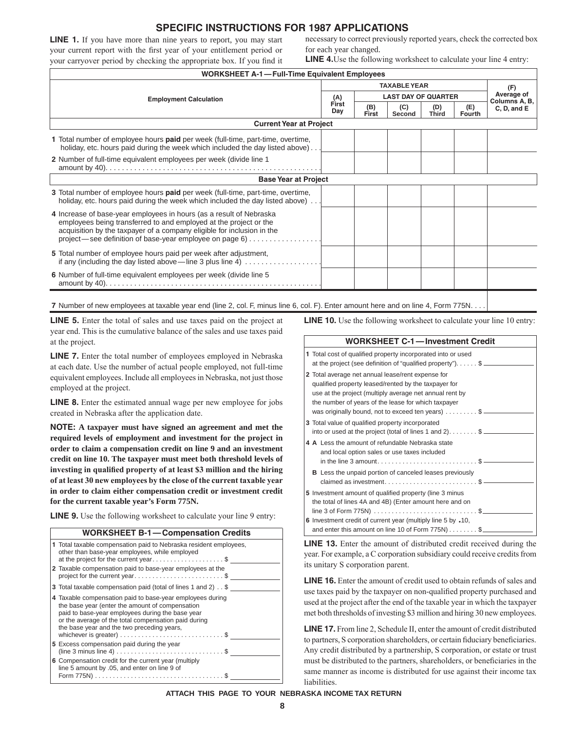## SPECIFIC INSTRUCTIONS FOR 1987 APPLICATIONS

**LINE 1.** If you have more than nine years to report, you may start your current report with the first year of your entitlement period or your carryover period by checking the appropriate box. If you find it necessary to correct previously reported years, check the corrected box for each year changed.

**LINE 4.** Use the following worksheet to calculate your line 4 entry:

**WORKSHEET A-1 — Full-Time Equivalent Employees**

| Employment Calculation | TAXABLE YEAR (A) First Day | LAST DAY OF QUARTER (B) First | (C) Second | (D) Third | (E) Fourth | (F) Average of Columns A, B, C, D, and E |
|---|---|---|---|---|---|---|
| **Current Year at Project** | | | | | | |
| 1 Total number of employee hours **paid** per week (full-time, part-time, overtime, holiday, etc. hours paid during the week which included the day listed above) . . . | | | | | | |
| 2 Number of full-time equivalent employees per week (divide line 1 amount by 40). . . . . . . . . . . . . . . . . . . . . . . . . . . . . . . . . . . . . . . . . . . . . . . . . . . . . . . | | | | | | |
| **Base Year at Project** | | | | | | |
| 3 Total number of employee hours **paid** per week (full-time, part-time, overtime, holiday, etc. hours paid during the week which included the day listed above) . . . | | | | | | |
| 4 Increase of base-year employees in hours (as a result of Nebraska employees being transferred to and employed at the project or the acquisition by the taxpayer of a company eligible for inclusion in the project — see definition of base-year employee on page 6) . . . . . . . . . . . . . . . . . | | | | | | |
| 5 Total number of employee hours paid per week after adjustment, if any (including the day listed above — line 3 plus line 4) . . . . . . . . . . . . . . . . . . | | | | | | |
| 6 Number of full-time equivalent employees per week (divide line 5 amount by 40). . . . . . . . . . . . . . . . . . . . . . . . . . . . . . . . . . . . . . . . . . . . . . . . . . . . . . . | | | | | | |
| 7 Number of new employees at taxable year end (line 2, col. F, minus line 6, col. F). Enter amount here and on line 4, Form 775N. . . . | | | | | | |

**LINE 5.** Enter the total of sales and use taxes paid on the project at year end. This is the cumulative balance of the sales and use taxes paid at the project.

**LINE 7.** Enter the total number of employees employed in Nebraska at each date. Use the number of actual people employed, not full-time equivalent employees. Include all employees in Nebraska, not just those employed at the project.

**LINE 8.** Enter the estimated annual wage per new employee for jobs created in Nebraska after the application date.

**NOTE: A taxpayer must have signed an agreement and met the required levels of employment and investment for the project in order to claim a compensation credit on line 9 and an investment credit on line 10. The taxpayer must meet both threshold levels of investing in qualified property of at least $3 million and the hiring of at least 30 new employees by the close of the current taxable year in order to claim either compensation credit or investment credit for the current taxable year's Form 775N.**

**LINE 9.** Use the following worksheet to calculate your line 9 entry:

**WORKSHEET B-1 — Compensation Credits**

| | |
|---|---|
| 1 Total taxable compensation paid to Nebraska resident employees, other than base-year employees, while employed at the project for the current year. . . . . . . . . . . . . . . . . . . . | $ |
| 2 Taxable compensation paid to base-year employees at the project for the current year. . . . . . . . . . . . . . . . . . . . . . . . . | $ |
| 3 Total taxable compensation paid (total of lines 1 and 2) . . | $ |
| 4 Taxable compensation paid to base-year employees during the base year (enter the amount of compensation paid to base-year employees during the base year or the average of the total compensation paid during the base year and the two preceding years, whichever is greater) . . . . . . . . . . . . . . . . . . . . . . . . . . . . | $ |
| 5 Excess compensation paid during the year (line 3 minus line 4) . . . . . . . . . . . . . . . . . . . . . . . . . . . . . | $ |
| 6 Compensation credit for the current year (multiply line 5 amount by .05, and enter on line 9 of Form 775N) . . . . . . . . . . . . . . . . . . . . . . . . . . . . . . . . . . . | $ |

**LINE 10.** Use the following worksheet to calculate your line 10 entry:

**WORKSHEET C-1 — Investment Credit**

| | |
|---|---|
| 1 Total cost of qualified property incorporated into or used at the project (see definition of "qualified property"). . . . . . | $ |
| 2 Total average net annual lease/rent expense for qualified property leased/rented by the taxpayer for use at the project (multiply average net annual rent by the number of years of the lease for which taxpayer was originally bound, not to exceed ten years) . . . . . . . . . | $ |
| 3 Total value of qualified property incorporated into or used at the project (total of lines 1 and 2). . . . . . . . | $ |
| 4 A Less the amount of refundable Nebraska state and local option sales or use taxes included in the line 3 amount. . . . . . . . . . . . . . . . . . . . . . . . . . . . | $ |
| B Less the unpaid portion of canceled leases previously claimed as investment. . . . . . . . . . . . . . . . . . . . . . . . . . | $ |
| 5 Investment amount of qualified property (line 3 minus the total of lines 4A and 4B) (Enter amount here and on line 3 of Form 775N) . . . . . . . . . . . . . . . . . . . . . . . . . . . . . | $ |
| 6 Investment credit of current year (multiply line 5 by .10, and enter this amount on line 10 of Form 775N) . . . . . . . . | $ |

**LINE 13.** Enter the amount of distributed credit received during the year. For example, a C corporation subsidiary could receive credits from its unitary S corporation parent.

**LINE 16.** Enter the amount of credit used to obtain refunds of sales and use taxes paid by the taxpayer on non-qualified property purchased and used at the project after the end of the taxable year in which the taxpayer met both thresholds of investing $3 million and hiring 30 new employees.

**LINE 17.** From line 2, Schedule II, enter the amount of credit distributed to partners, S corporation shareholders, or certain fiduciary beneficiaries. Any credit distributed by a partnership, S corporation, or estate or trust must be distributed to the partners, shareholders, or beneficiaries in the same manner as income is distributed for use against their income tax liabilities.

**ATTACH THIS PAGE TO YOUR NEBRASKA INCOME TAX RETURN**